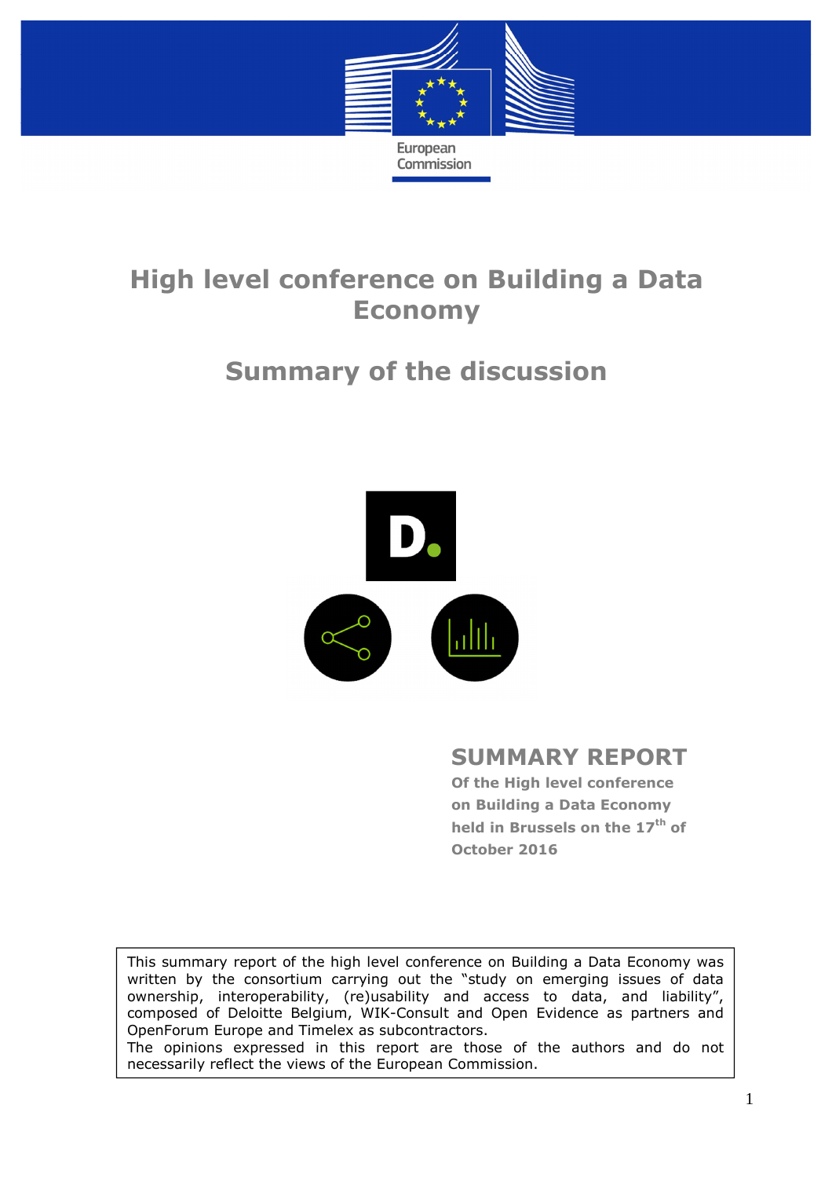European Commission

# High level conference on Building a Data Economy

# Summary of the discussion

## SUMMARY REPORT

**Of the High level conference on Building a Data Economy held in Brussels on the 17th of October 2016**

This summary report of the high level conference on Building a Data Economy was written by the consortium carrying out the "study on emerging issues of data ownership, interoperability, (re)usability and access to data, and liability", composed of Deloitte Belgium, WIK-Consult and Open Evidence as partners and OpenForum Europe and Timelex as subcontractors.
The opinions expressed in this report are those of the authors and do not necessarily reflect the views of the European Commission.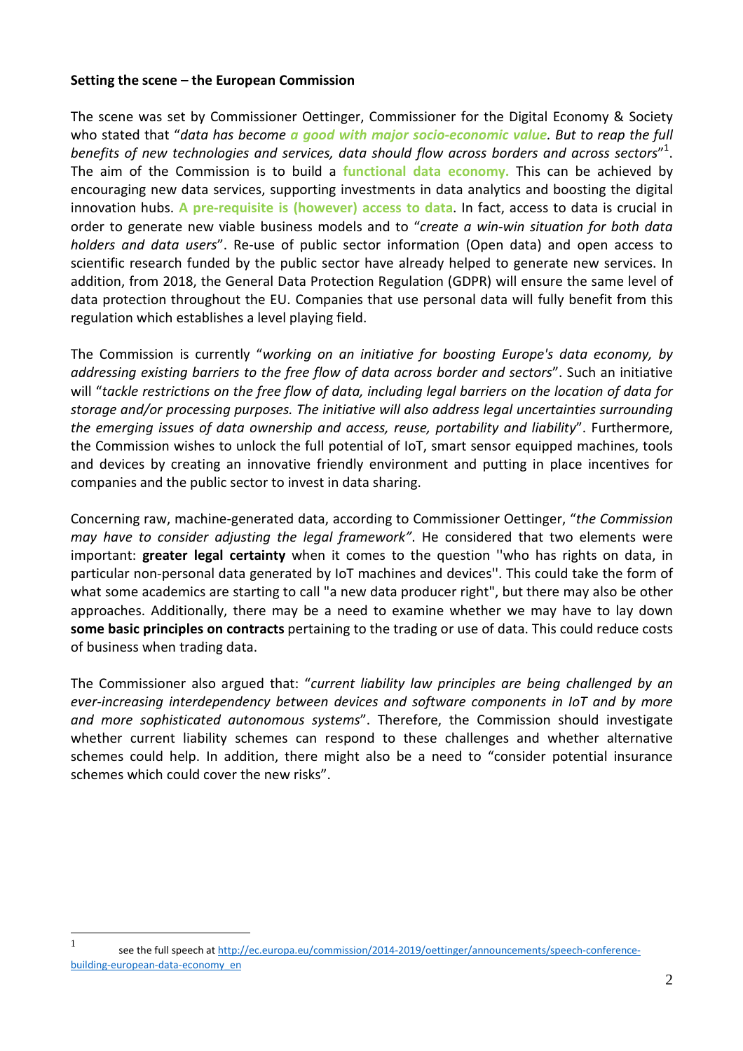**Setting the scene – the European Commission**

The scene was set by Commissioner Oettinger, Commissioner for the Digital Economy & Society who stated that "*data has become **a good with major socio-economic value**. But to reap the full benefits of new technologies and services, data should flow across borders and across sectors*"[1]. The aim of the Commission is to build a **functional data economy.** This can be achieved by encouraging new data services, supporting investments in data analytics and boosting the digital innovation hubs. **A pre-requisite is (however) access to data**. In fact, access to data is crucial in order to generate new viable business models and to "*create a win-win situation for both data holders and data users*". Re-use of public sector information (Open data) and open access to scientific research funded by the public sector have already helped to generate new services. In addition, from 2018, the General Data Protection Regulation (GDPR) will ensure the same level of data protection throughout the EU. Companies that use personal data will fully benefit from this regulation which establishes a level playing field.

The Commission is currently "*working on an initiative for boosting Europe's data economy, by addressing existing barriers to the free flow of data across border and sectors*". Such an initiative will "*tackle restrictions on the free flow of data, including legal barriers on the location of data for storage and/or processing purposes. The initiative will also address legal uncertainties surrounding the emerging issues of data ownership and access, reuse, portability and liability*". Furthermore, the Commission wishes to unlock the full potential of IoT, smart sensor equipped machines, tools and devices by creating an innovative friendly environment and putting in place incentives for companies and the public sector to invest in data sharing.

Concerning raw, machine-generated data, according to Commissioner Oettinger, "*the Commission may have to consider adjusting the legal framework"*. He considered that two elements were important: **greater legal certainty** when it comes to the question ''who has rights on data, in particular non-personal data generated by IoT machines and devices''. This could take the form of what some academics are starting to call "a new data producer right", but there may also be other approaches. Additionally, there may be a need to examine whether we may have to lay down **some basic principles on contracts** pertaining to the trading or use of data. This could reduce costs of business when trading data.

The Commissioner also argued that: "*current liability law principles are being challenged by an ever-increasing interdependency between devices and software components in IoT and by more and more sophisticated autonomous systems*". Therefore, the Commission should investigate whether current liability schemes can respond to these challenges and whether alternative schemes could help. In addition, there might also be a need to "consider potential insurance schemes which could cover the new risks".

---

[1] see the full speech at http://ec.europa.eu/commission/2014-2019/oettinger/announcements/speech-conference-building-european-data-economy_en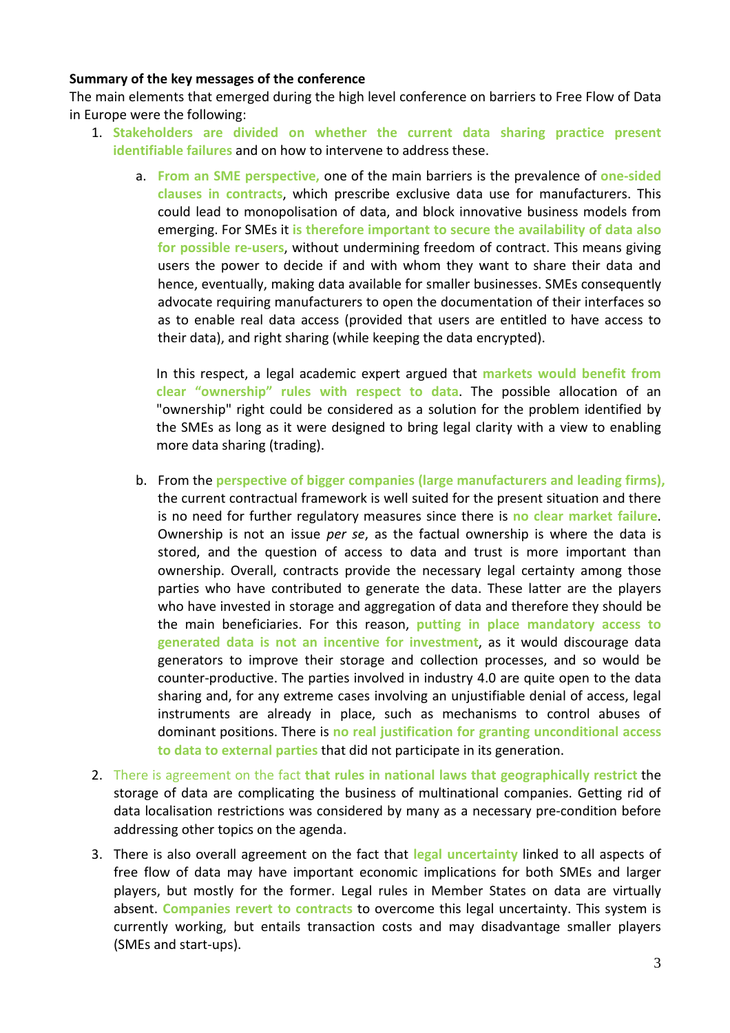**Summary of the key messages of the conference**

The main elements that emerged during the high level conference on barriers to Free Flow of Data in Europe were the following:

1. **Stakeholders are divided on whether the current data sharing practice present identifiable failures** and on how to intervene to address these.

   a. **From an SME perspective,** one of the main barriers is the prevalence of **one-sided clauses in contracts**, which prescribe exclusive data use for manufacturers. This could lead to monopolisation of data, and block innovative business models from emerging. For SMEs it **is therefore important to secure the availability of data also for possible re-users**, without undermining freedom of contract. This means giving users the power to decide if and with whom they want to share their data and hence, eventually, making data available for smaller businesses. SMEs consequently advocate requiring manufacturers to open the documentation of their interfaces so as to enable real data access (provided that users are entitled to have access to their data), and right sharing (while keeping the data encrypted).

      In this respect, a legal academic expert argued that **markets would benefit from clear "ownership" rules with respect to data**. The possible allocation of an "ownership" right could be considered as a solution for the problem identified by the SMEs as long as it were designed to bring legal clarity with a view to enabling more data sharing (trading).

   b. From the **perspective of bigger companies (large manufacturers and leading firms),** the current contractual framework is well suited for the present situation and there is no need for further regulatory measures since there is **no clear market failure**. Ownership is not an issue *per se*, as the factual ownership is where the data is stored, and the question of access to data and trust is more important than ownership. Overall, contracts provide the necessary legal certainty among those parties who have contributed to generate the data. These latter are the players who have invested in storage and aggregation of data and therefore they should be the main beneficiaries. For this reason, **putting in place mandatory access to generated data is not an incentive for investment**, as it would discourage data generators to improve their storage and collection processes, and so would be counter-productive. The parties involved in industry 4.0 are quite open to the data sharing and, for any extreme cases involving an unjustifiable denial of access, legal instruments are already in place, such as mechanisms to control abuses of dominant positions. There is **no real justification for granting unconditional access to data to external parties** that did not participate in its generation.

2. There is agreement on the fact **that rules in national laws that geographically restrict** the storage of data are complicating the business of multinational companies. Getting rid of data localisation restrictions was considered by many as a necessary pre-condition before addressing other topics on the agenda.

3. There is also overall agreement on the fact that **legal uncertainty** linked to all aspects of free flow of data may have important economic implications for both SMEs and larger players, but mostly for the former. Legal rules in Member States on data are virtually absent. **Companies revert to contracts** to overcome this legal uncertainty. This system is currently working, but entails transaction costs and may disadvantage smaller players (SMEs and start-ups).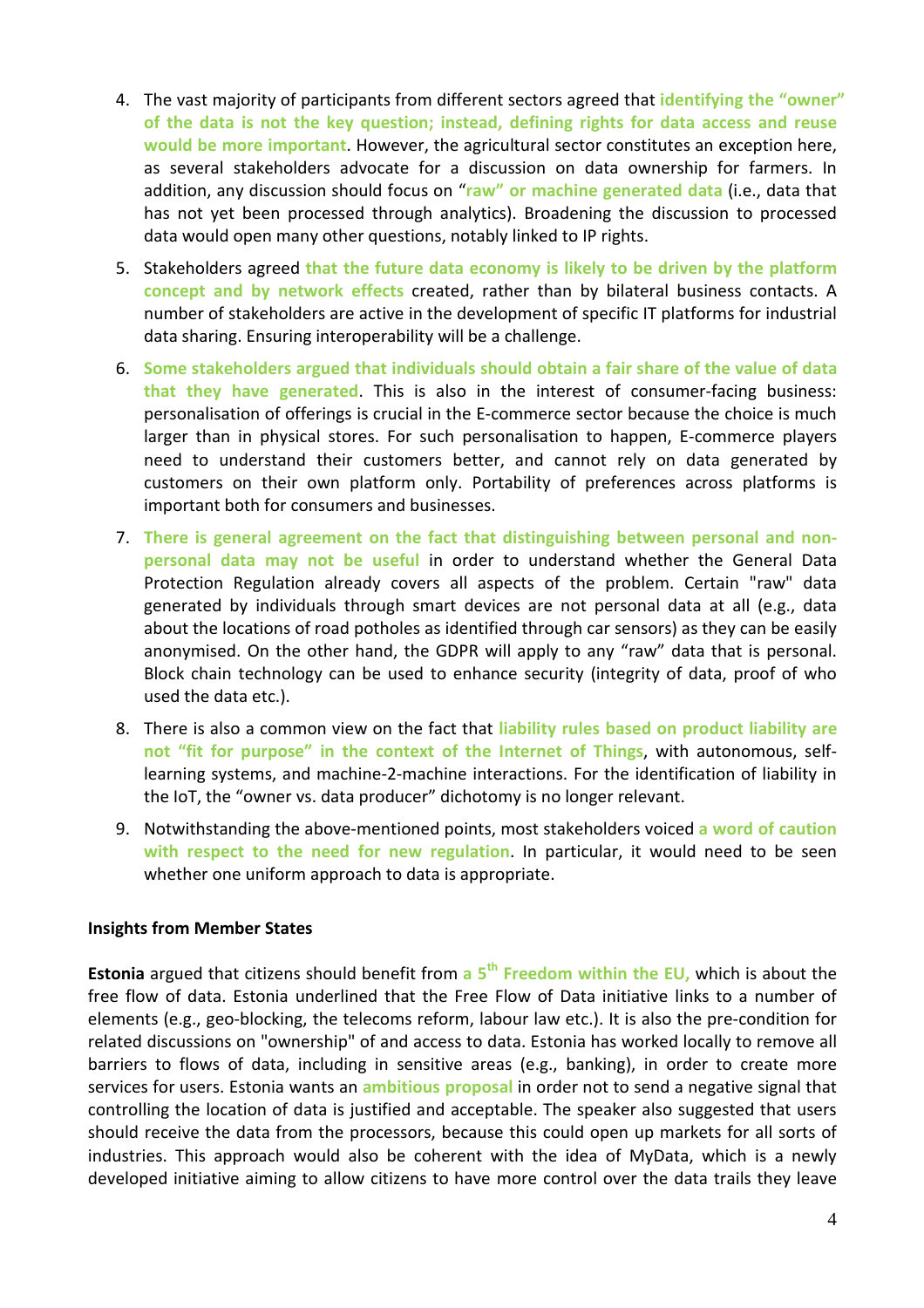4. The vast majority of participants from different sectors agreed that **identifying the "owner" of the data is not the key question; instead, defining rights for data access and reuse would be more important**. However, the agricultural sector constitutes an exception here, as several stakeholders advocate for a discussion on data ownership for farmers. In addition, any discussion should focus on "**raw" or machine generated data** (i.e., data that has not yet been processed through analytics). Broadening the discussion to processed data would open many other questions, notably linked to IP rights.
5. Stakeholders agreed **that the future data economy is likely to be driven by the platform concept and by network effects** created, rather than by bilateral business contacts. A number of stakeholders are active in the development of specific IT platforms for industrial data sharing. Ensuring interoperability will be a challenge.
6. **Some stakeholders argued that individuals should obtain a fair share of the value of data that they have generated**. This is also in the interest of consumer-facing business: personalisation of offerings is crucial in the E-commerce sector because the choice is much larger than in physical stores. For such personalisation to happen, E-commerce players need to understand their customers better, and cannot rely on data generated by customers on their own platform only. Portability of preferences across platforms is important both for consumers and businesses.
7. **There is general agreement on the fact that distinguishing between personal and non-personal data may not be useful** in order to understand whether the General Data Protection Regulation already covers all aspects of the problem. Certain "raw" data generated by individuals through smart devices are not personal data at all (e.g., data about the locations of road potholes as identified through car sensors) as they can be easily anonymised. On the other hand, the GDPR will apply to any "raw" data that is personal. Block chain technology can be used to enhance security (integrity of data, proof of who used the data etc.).
8. There is also a common view on the fact that **liability rules based on product liability are not "fit for purpose" in the context of the Internet of Things**, with autonomous, self-learning systems, and machine-2-machine interactions. For the identification of liability in the IoT, the "owner vs. data producer" dichotomy is no longer relevant.
9. Notwithstanding the above-mentioned points, most stakeholders voiced **a word of caution with respect to the need for new regulation**. In particular, it would need to be seen whether one uniform approach to data is appropriate.

**Insights from Member States**

**Estonia** argued that citizens should benefit from **a 5th Freedom within the EU,** which is about the free flow of data. Estonia underlined that the Free Flow of Data initiative links to a number of elements (e.g., geo-blocking, the telecoms reform, labour law etc.). It is also the pre-condition for related discussions on "ownership" of and access to data. Estonia has worked locally to remove all barriers to flows of data, including in sensitive areas (e.g., banking), in order to create more services for users. Estonia wants an **ambitious proposal** in order not to send a negative signal that controlling the location of data is justified and acceptable. The speaker also suggested that users should receive the data from the processors, because this could open up markets for all sorts of industries. This approach would also be coherent with the idea of MyData, which is a newly developed initiative aiming to allow citizens to have more control over the data trails they leave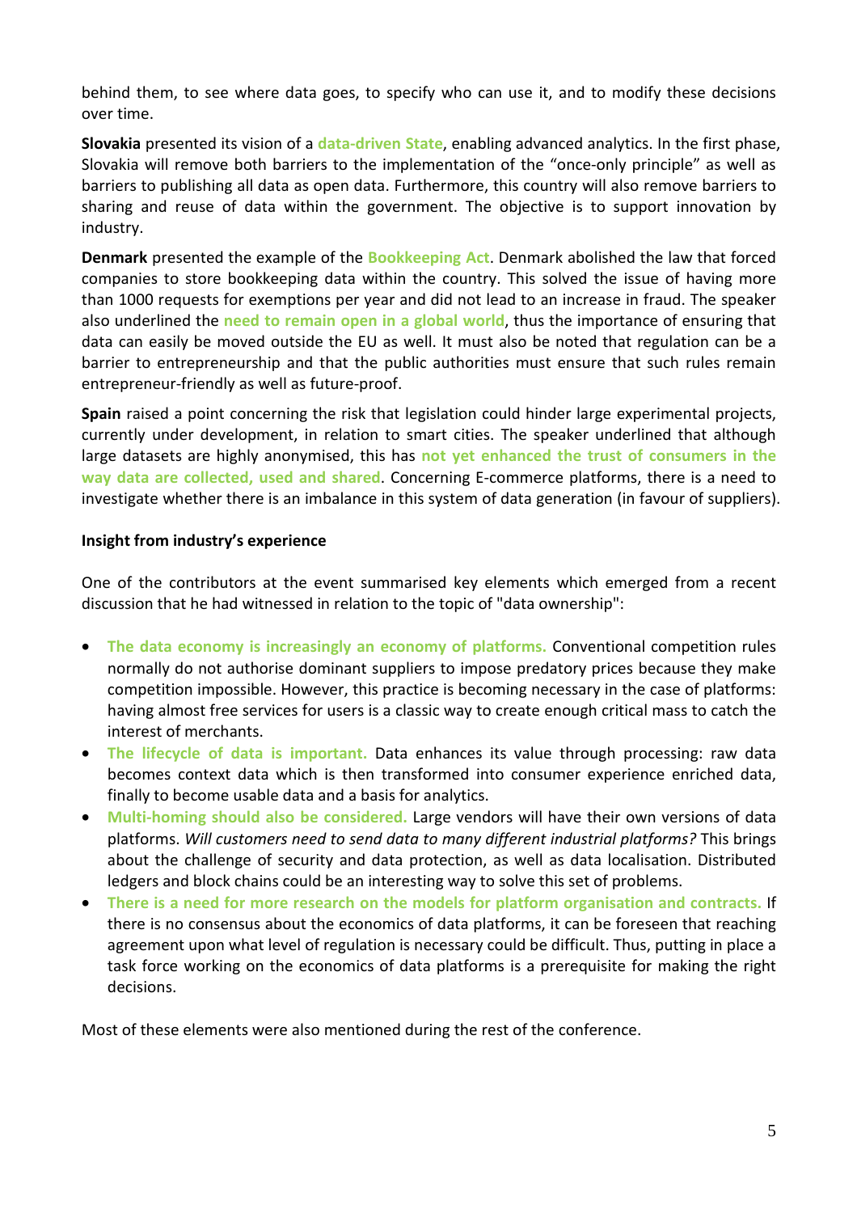behind them, to see where data goes, to specify who can use it, and to modify these decisions over time.

**Slovakia** presented its vision of a **data-driven State**, enabling advanced analytics. In the first phase, Slovakia will remove both barriers to the implementation of the "once-only principle" as well as barriers to publishing all data as open data. Furthermore, this country will also remove barriers to sharing and reuse of data within the government. The objective is to support innovation by industry.

**Denmark** presented the example of the **Bookkeeping Act**. Denmark abolished the law that forced companies to store bookkeeping data within the country. This solved the issue of having more than 1000 requests for exemptions per year and did not lead to an increase in fraud. The speaker also underlined the **need to remain open in a global world**, thus the importance of ensuring that data can easily be moved outside the EU as well. It must also be noted that regulation can be a barrier to entrepreneurship and that the public authorities must ensure that such rules remain entrepreneur-friendly as well as future-proof.

**Spain** raised a point concerning the risk that legislation could hinder large experimental projects, currently under development, in relation to smart cities. The speaker underlined that although large datasets are highly anonymised, this has **not yet enhanced the trust of consumers in the way data are collected, used and shared**. Concerning E-commerce platforms, there is a need to investigate whether there is an imbalance in this system of data generation (in favour of suppliers).

#### Insight from industry's experience

One of the contributors at the event summarised key elements which emerged from a recent discussion that he had witnessed in relation to the topic of "data ownership":

- **The data economy is increasingly an economy of platforms.** Conventional competition rules normally do not authorise dominant suppliers to impose predatory prices because they make competition impossible. However, this practice is becoming necessary in the case of platforms: having almost free services for users is a classic way to create enough critical mass to catch the interest of merchants.
- **The lifecycle of data is important.** Data enhances its value through processing: raw data becomes context data which is then transformed into consumer experience enriched data, finally to become usable data and a basis for analytics.
- **Multi-homing should also be considered.** Large vendors will have their own versions of data platforms. *Will customers need to send data to many different industrial platforms?* This brings about the challenge of security and data protection, as well as data localisation. Distributed ledgers and block chains could be an interesting way to solve this set of problems.
- **There is a need for more research on the models for platform organisation and contracts.** If there is no consensus about the economics of data platforms, it can be foreseen that reaching agreement upon what level of regulation is necessary could be difficult. Thus, putting in place a task force working on the economics of data platforms is a prerequisite for making the right decisions.

Most of these elements were also mentioned during the rest of the conference.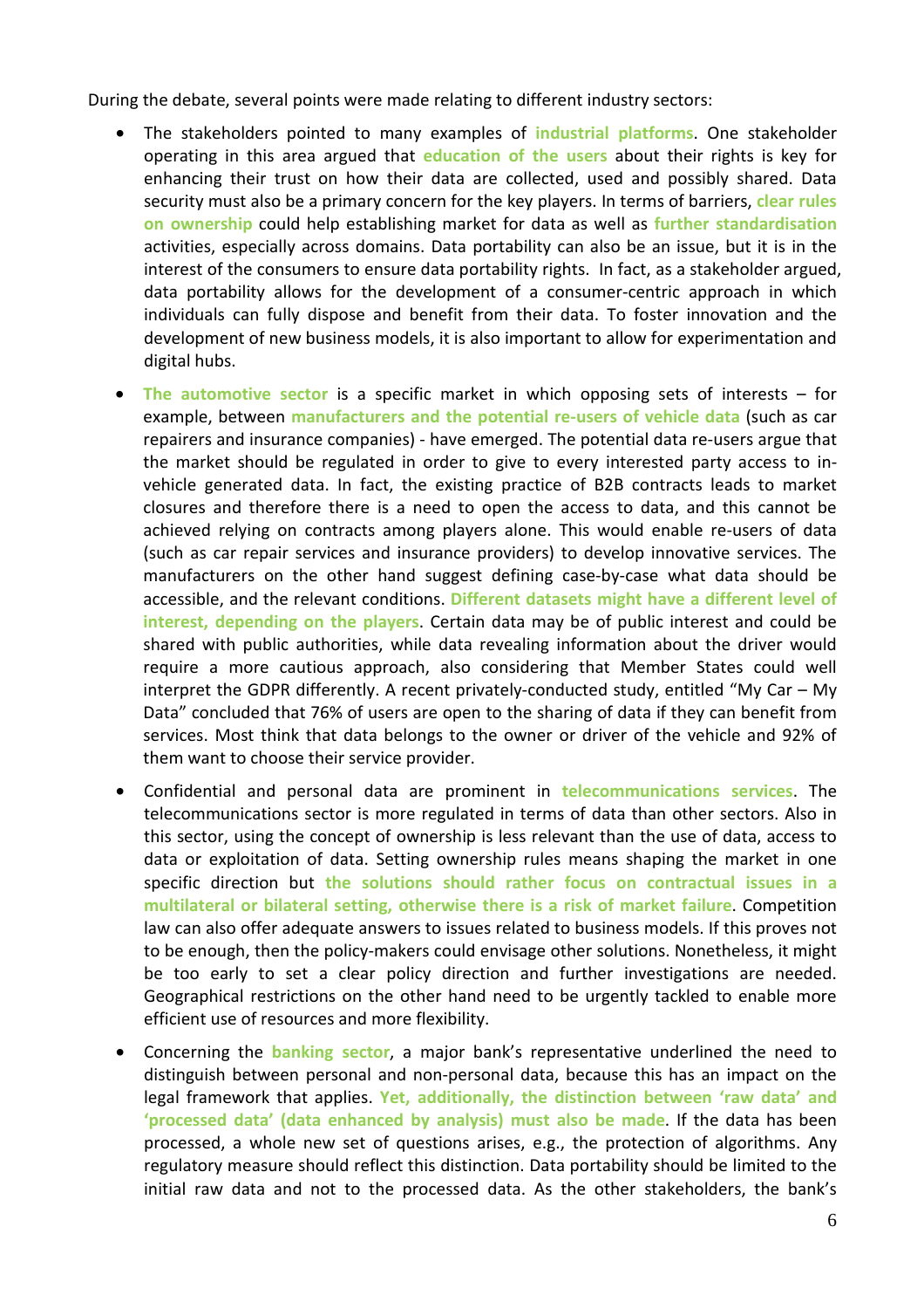During the debate, several points were made relating to different industry sectors:

- The stakeholders pointed to many examples of **industrial platforms**. One stakeholder operating in this area argued that **education of the users** about their rights is key for enhancing their trust on how their data are collected, used and possibly shared. Data security must also be a primary concern for the key players. In terms of barriers, **clear rules on ownership** could help establishing market for data as well as **further standardisation** activities, especially across domains. Data portability can also be an issue, but it is in the interest of the consumers to ensure data portability rights. In fact, as a stakeholder argued, data portability allows for the development of a consumer-centric approach in which individuals can fully dispose and benefit from their data. To foster innovation and the development of new business models, it is also important to allow for experimentation and digital hubs.
- **The automotive sector** is a specific market in which opposing sets of interests – for example, between **manufacturers and the potential re-users of vehicle data** (such as car repairers and insurance companies) - have emerged. The potential data re-users argue that the market should be regulated in order to give to every interested party access to in-vehicle generated data. In fact, the existing practice of B2B contracts leads to market closures and therefore there is a need to open the access to data, and this cannot be achieved relying on contracts among players alone. This would enable re-users of data (such as car repair services and insurance providers) to develop innovative services. The manufacturers on the other hand suggest defining case-by-case what data should be accessible, and the relevant conditions. **Different datasets might have a different level of interest, depending on the players**. Certain data may be of public interest and could be shared with public authorities, while data revealing information about the driver would require a more cautious approach, also considering that Member States could well interpret the GDPR differently. A recent privately-conducted study, entitled "My Car – My Data" concluded that 76% of users are open to the sharing of data if they can benefit from services. Most think that data belongs to the owner or driver of the vehicle and 92% of them want to choose their service provider.
- Confidential and personal data are prominent in **telecommunications services**. The telecommunications sector is more regulated in terms of data than other sectors. Also in this sector, using the concept of ownership is less relevant than the use of data, access to data or exploitation of data. Setting ownership rules means shaping the market in one specific direction but **the solutions should rather focus on contractual issues in a multilateral or bilateral setting, otherwise there is a risk of market failure**. Competition law can also offer adequate answers to issues related to business models. If this proves not to be enough, then the policy-makers could envisage other solutions. Nonetheless, it might be too early to set a clear policy direction and further investigations are needed. Geographical restrictions on the other hand need to be urgently tackled to enable more efficient use of resources and more flexibility.
- Concerning the **banking sector**, a major bank's representative underlined the need to distinguish between personal and non-personal data, because this has an impact on the legal framework that applies. **Yet, additionally, the distinction between 'raw data' and 'processed data' (data enhanced by analysis) must also be made**. If the data has been processed, a whole new set of questions arises, e.g., the protection of algorithms. Any regulatory measure should reflect this distinction. Data portability should be limited to the initial raw data and not to the processed data. As the other stakeholders, the bank's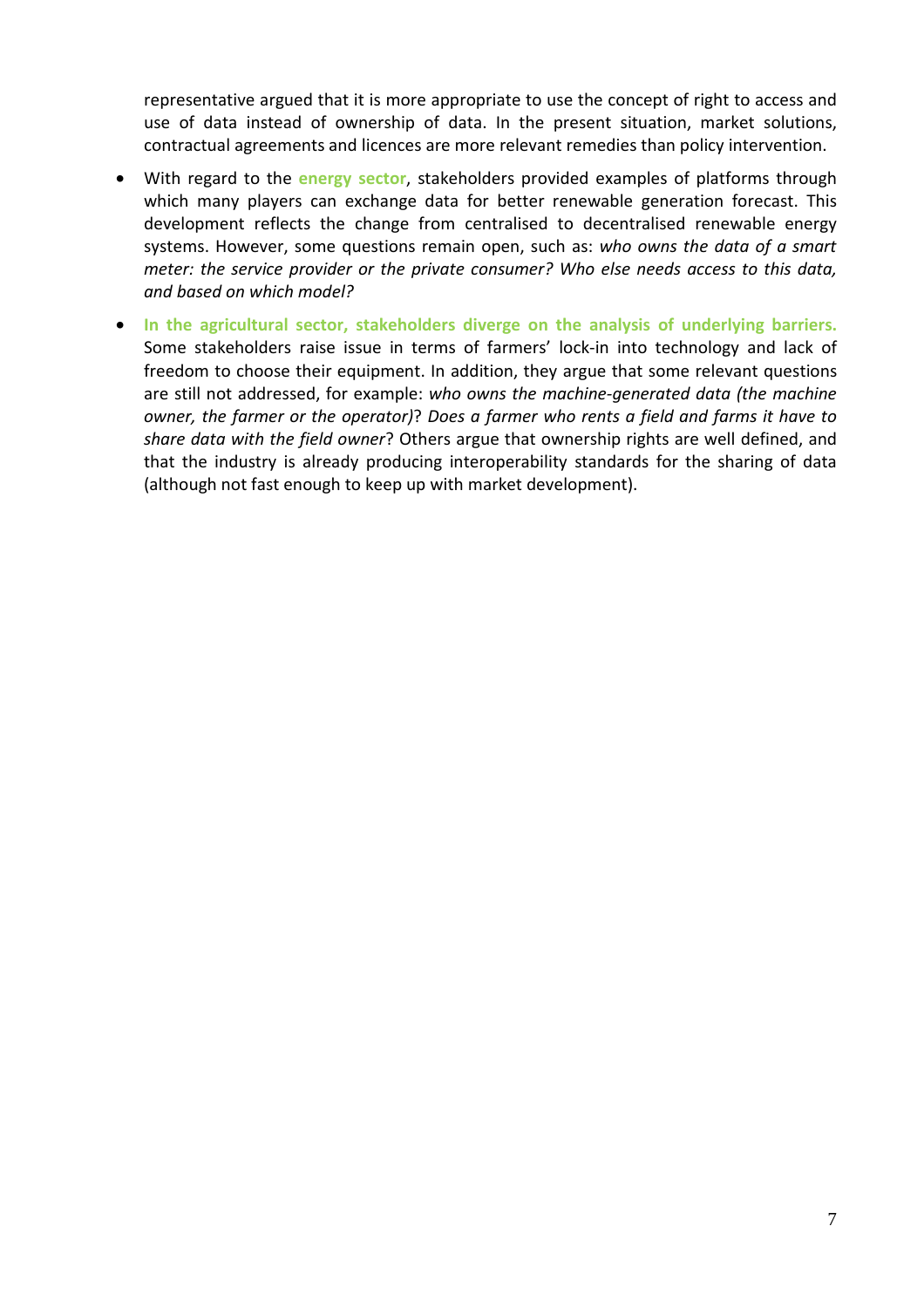representative argued that it is more appropriate to use the concept of right to access and use of data instead of ownership of data. In the present situation, market solutions, contractual agreements and licences are more relevant remedies than policy intervention.

- With regard to the **energy sector**, stakeholders provided examples of platforms through which many players can exchange data for better renewable generation forecast. This development reflects the change from centralised to decentralised renewable energy systems. However, some questions remain open, such as: *who owns the data of a smart meter: the service provider or the private consumer? Who else needs access to this data, and based on which model?*
- **In the agricultural sector, stakeholders diverge on the analysis of underlying barriers.** Some stakeholders raise issue in terms of farmers' lock-in into technology and lack of freedom to choose their equipment. In addition, they argue that some relevant questions are still not addressed, for example: *who owns the machine-generated data (the machine owner, the farmer or the operator)*? *Does a farmer who rents a field and farms it have to share data with the field owner*? Others argue that ownership rights are well defined, and that the industry is already producing interoperability standards for the sharing of data (although not fast enough to keep up with market development).